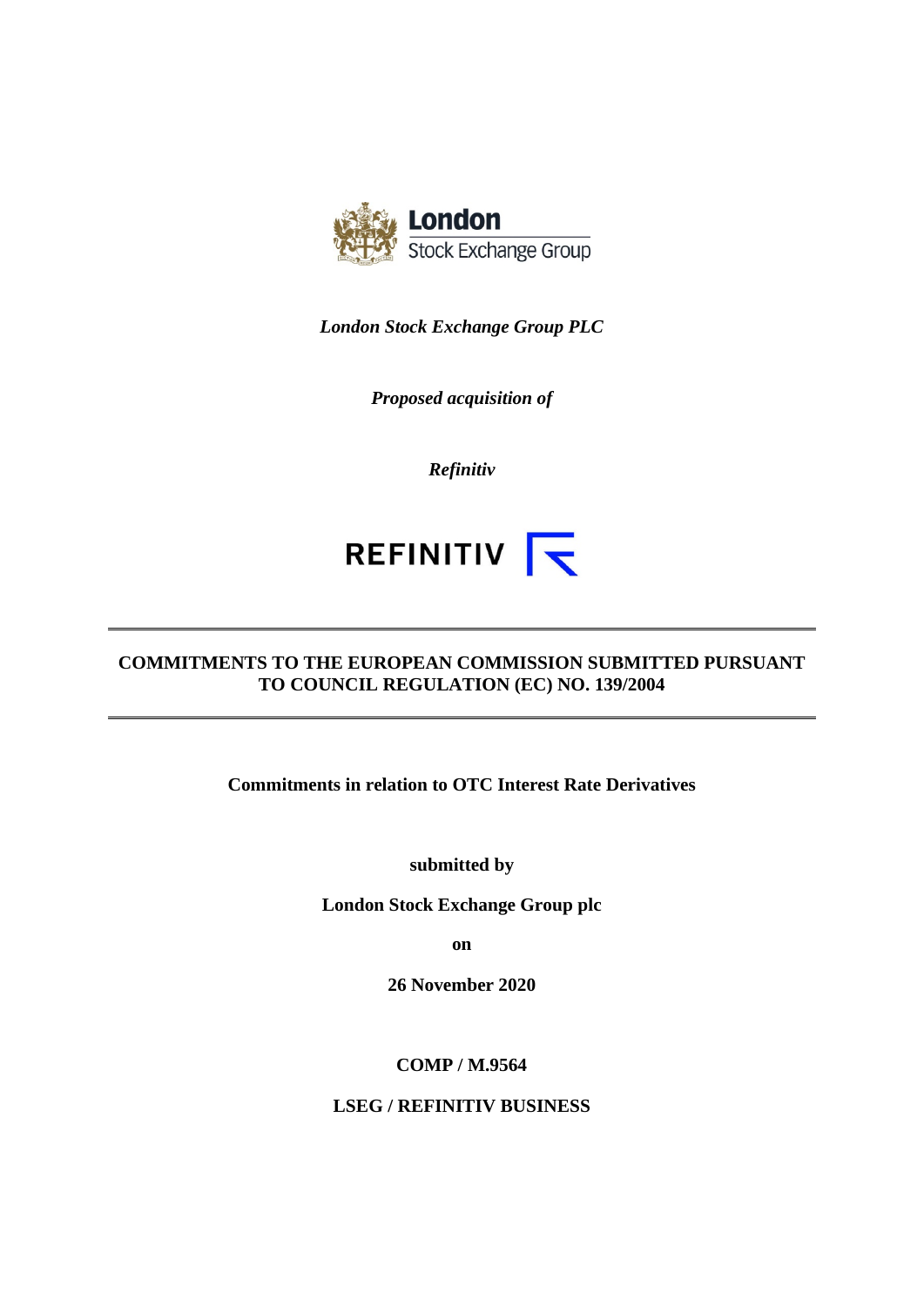London Stock Exchange Group

*London Stock Exchange Group PLC*

*Proposed acquisition of*

*Refinitiv*

REFINITIV

---

**COMMITMENTS TO THE EUROPEAN COMMISSION SUBMITTED PURSUANT TO COUNCIL REGULATION (EC) NO. 139/2004**

---

**Commitments in relation to OTC Interest Rate Derivatives**

**submitted by**

**London Stock Exchange Group plc**

**on**

**26 November 2020**

**COMP / M.9564**

**LSEG / REFINITIV BUSINESS**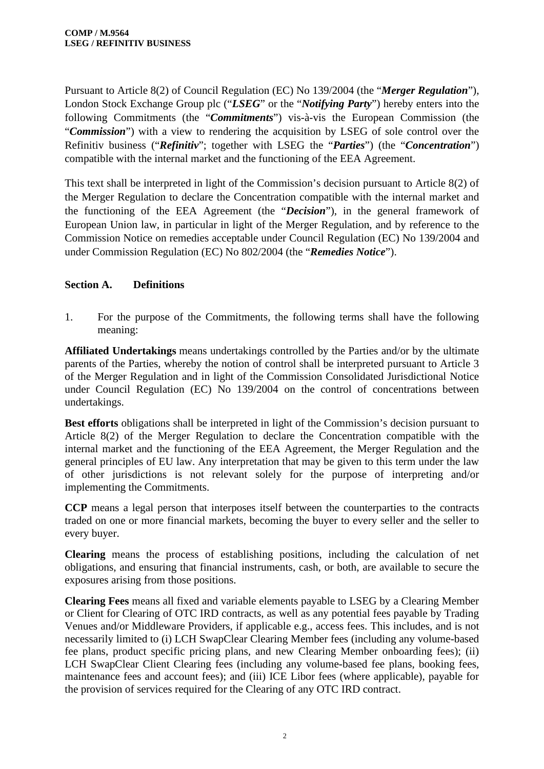Pursuant to Article 8(2) of Council Regulation (EC) No 139/2004 (the "***Merger Regulation***"), London Stock Exchange Group plc ("***LSEG***" or the "***Notifying Party***") hereby enters into the following Commitments (the "***Commitments***") vis-à-vis the European Commission (the "***Commission***") with a view to rendering the acquisition by LSEG of sole control over the Refinitiv business ("***Refinitiv***"; together with LSEG the "***Parties***") (the "***Concentration***") compatible with the internal market and the functioning of the EEA Agreement.

This text shall be interpreted in light of the Commission's decision pursuant to Article 8(2) of the Merger Regulation to declare the Concentration compatible with the internal market and the functioning of the EEA Agreement (the "***Decision***"), in the general framework of European Union law, in particular in light of the Merger Regulation, and by reference to the Commission Notice on remedies acceptable under Council Regulation (EC) No 139/2004 and under Commission Regulation (EC) No 802/2004 (the "***Remedies Notice***").

## Section A. Definitions

1. For the purpose of the Commitments, the following terms shall have the following meaning:

**Affiliated Undertakings** means undertakings controlled by the Parties and/or by the ultimate parents of the Parties, whereby the notion of control shall be interpreted pursuant to Article 3 of the Merger Regulation and in light of the Commission Consolidated Jurisdictional Notice under Council Regulation (EC) No 139/2004 on the control of concentrations between undertakings.

**Best efforts** obligations shall be interpreted in light of the Commission's decision pursuant to Article 8(2) of the Merger Regulation to declare the Concentration compatible with the internal market and the functioning of the EEA Agreement, the Merger Regulation and the general principles of EU law. Any interpretation that may be given to this term under the law of other jurisdictions is not relevant solely for the purpose of interpreting and/or implementing the Commitments.

**CCP** means a legal person that interposes itself between the counterparties to the contracts traded on one or more financial markets, becoming the buyer to every seller and the seller to every buyer.

**Clearing** means the process of establishing positions, including the calculation of net obligations, and ensuring that financial instruments, cash, or both, are available to secure the exposures arising from those positions.

**Clearing Fees** means all fixed and variable elements payable to LSEG by a Clearing Member or Client for Clearing of OTC IRD contracts, as well as any potential fees payable by Trading Venues and/or Middleware Providers, if applicable e.g., access fees. This includes, and is not necessarily limited to (i) LCH SwapClear Clearing Member fees (including any volume-based fee plans, product specific pricing plans, and new Clearing Member onboarding fees); (ii) LCH SwapClear Client Clearing fees (including any volume-based fee plans, booking fees, maintenance fees and account fees); and (iii) ICE Libor fees (where applicable), payable for the provision of services required for the Clearing of any OTC IRD contract.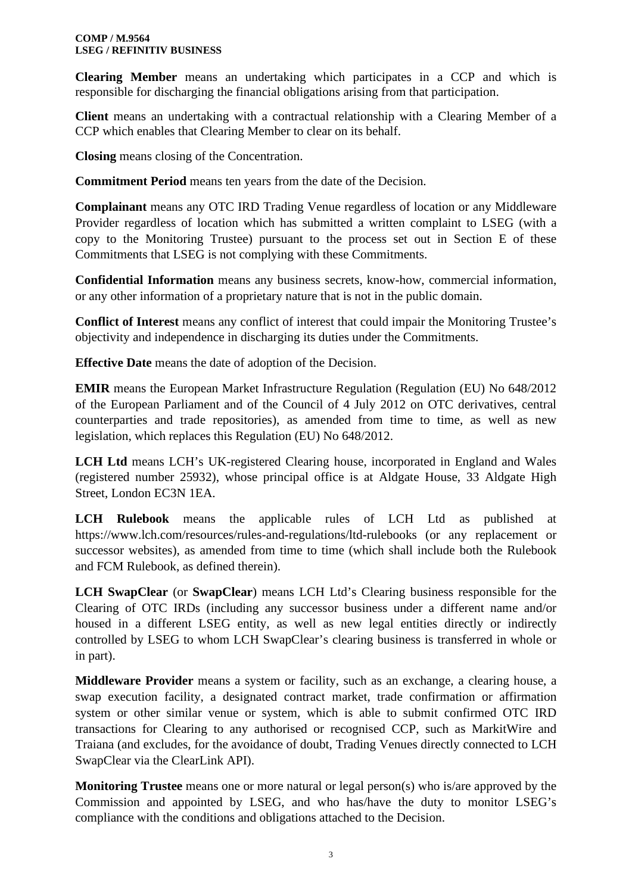**Clearing Member** means an undertaking which participates in a CCP and which is responsible for discharging the financial obligations arising from that participation.

**Client** means an undertaking with a contractual relationship with a Clearing Member of a CCP which enables that Clearing Member to clear on its behalf.

**Closing** means closing of the Concentration.

**Commitment Period** means ten years from the date of the Decision.

**Complainant** means any OTC IRD Trading Venue regardless of location or any Middleware Provider regardless of location which has submitted a written complaint to LSEG (with a copy to the Monitoring Trustee) pursuant to the process set out in Section E of these Commitments that LSEG is not complying with these Commitments.

**Confidential Information** means any business secrets, know-how, commercial information, or any other information of a proprietary nature that is not in the public domain.

**Conflict of Interest** means any conflict of interest that could impair the Monitoring Trustee's objectivity and independence in discharging its duties under the Commitments.

**Effective Date** means the date of adoption of the Decision.

**EMIR** means the European Market Infrastructure Regulation (Regulation (EU) No 648/2012 of the European Parliament and of the Council of 4 July 2012 on OTC derivatives, central counterparties and trade repositories), as amended from time to time, as well as new legislation, which replaces this Regulation (EU) No 648/2012.

**LCH Ltd** means LCH's UK-registered Clearing house, incorporated in England and Wales (registered number 25932), whose principal office is at Aldgate House, 33 Aldgate High Street, London EC3N 1EA.

**LCH Rulebook** means the applicable rules of LCH Ltd as published at https://www.lch.com/resources/rules-and-regulations/ltd-rulebooks (or any replacement or successor websites), as amended from time to time (which shall include both the Rulebook and FCM Rulebook, as defined therein).

**LCH SwapClear** (or **SwapClear**) means LCH Ltd's Clearing business responsible for the Clearing of OTC IRDs (including any successor business under a different name and/or housed in a different LSEG entity, as well as new legal entities directly or indirectly controlled by LSEG to whom LCH SwapClear's clearing business is transferred in whole or in part).

**Middleware Provider** means a system or facility, such as an exchange, a clearing house, a swap execution facility, a designated contract market, trade confirmation or affirmation system or other similar venue or system, which is able to submit confirmed OTC IRD transactions for Clearing to any authorised or recognised CCP, such as MarkitWire and Traiana (and excludes, for the avoidance of doubt, Trading Venues directly connected to LCH SwapClear via the ClearLink API).

**Monitoring Trustee** means one or more natural or legal person(s) who is/are approved by the Commission and appointed by LSEG, and who has/have the duty to monitor LSEG's compliance with the conditions and obligations attached to the Decision.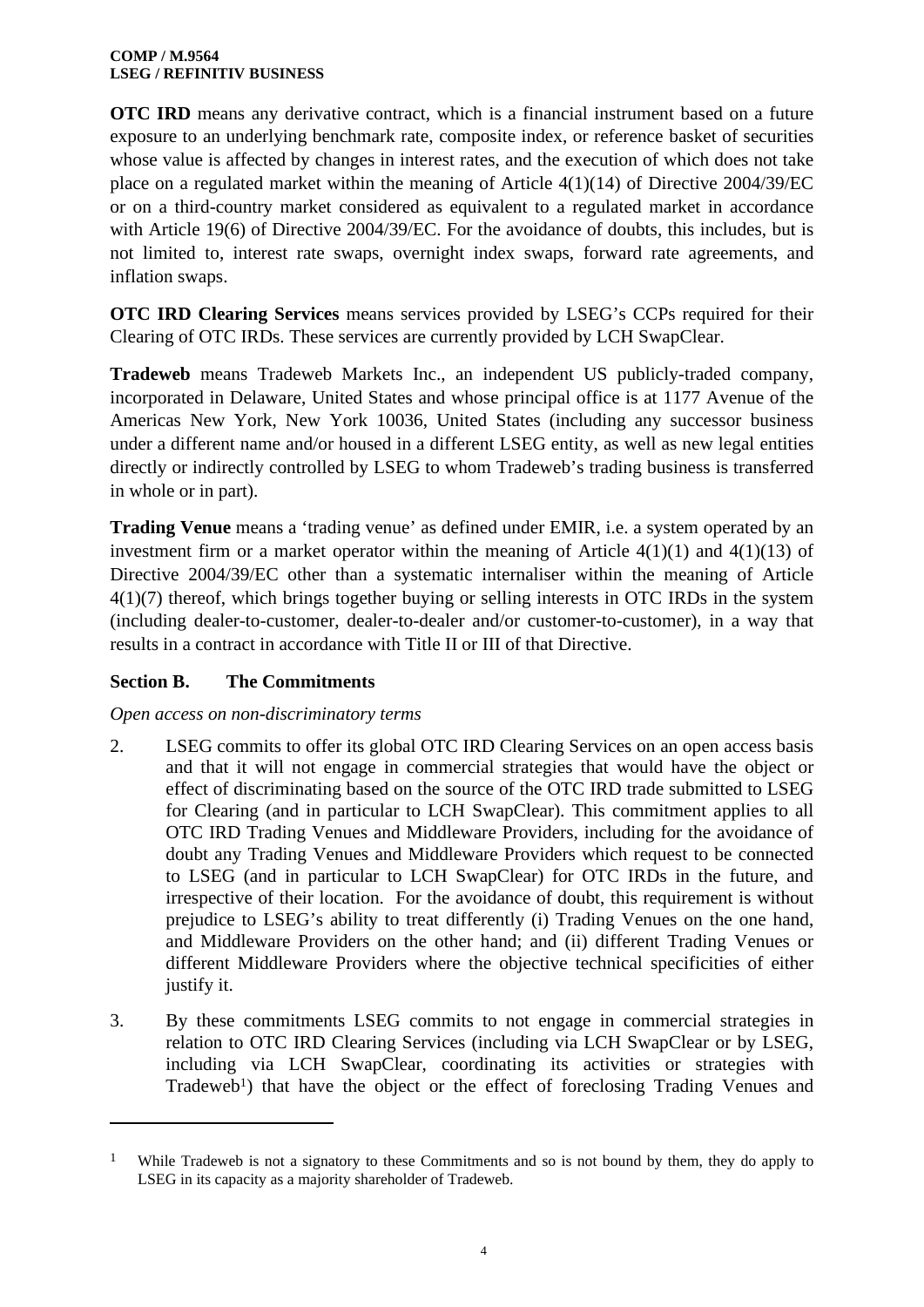**OTC IRD** means any derivative contract, which is a financial instrument based on a future exposure to an underlying benchmark rate, composite index, or reference basket of securities whose value is affected by changes in interest rates, and the execution of which does not take place on a regulated market within the meaning of Article 4(1)(14) of Directive 2004/39/EC or on a third-country market considered as equivalent to a regulated market in accordance with Article 19(6) of Directive 2004/39/EC. For the avoidance of doubts, this includes, but is not limited to, interest rate swaps, overnight index swaps, forward rate agreements, and inflation swaps.

**OTC IRD Clearing Services** means services provided by LSEG's CCPs required for their Clearing of OTC IRDs. These services are currently provided by LCH SwapClear.

**Tradeweb** means Tradeweb Markets Inc., an independent US publicly-traded company, incorporated in Delaware, United States and whose principal office is at 1177 Avenue of the Americas New York, New York 10036, United States (including any successor business under a different name and/or housed in a different LSEG entity, as well as new legal entities directly or indirectly controlled by LSEG to whom Tradeweb's trading business is transferred in whole or in part).

**Trading Venue** means a 'trading venue' as defined under EMIR, i.e. a system operated by an investment firm or a market operator within the meaning of Article 4(1)(1) and 4(1)(13) of Directive 2004/39/EC other than a systematic internaliser within the meaning of Article 4(1)(7) thereof, which brings together buying or selling interests in OTC IRDs in the system (including dealer-to-customer, dealer-to-dealer and/or customer-to-customer), in a way that results in a contract in accordance with Title II or III of that Directive.

## Section B. The Commitments

*Open access on non-discriminatory terms*

2. LSEG commits to offer its global OTC IRD Clearing Services on an open access basis and that it will not engage in commercial strategies that would have the object or effect of discriminating based on the source of the OTC IRD trade submitted to LSEG for Clearing (and in particular to LCH SwapClear). This commitment applies to all OTC IRD Trading Venues and Middleware Providers, including for the avoidance of doubt any Trading Venues and Middleware Providers which request to be connected to LSEG (and in particular to LCH SwapClear) for OTC IRDs in the future, and irrespective of their location. For the avoidance of doubt, this requirement is without prejudice to LSEG's ability to treat differently (i) Trading Venues on the one hand, and Middleware Providers on the other hand; and (ii) different Trading Venues or different Middleware Providers where the objective technical specificities of either justify it.

3. By these commitments LSEG commits to not engage in commercial strategies in relation to OTC IRD Clearing Services (including via LCH SwapClear or by LSEG, including via LCH SwapClear, coordinating its activities or strategies with Tradeweb[1]) that have the object or the effect of foreclosing Trading Venues and

[1] While Tradeweb is not a signatory to these Commitments and so is not bound by them, they do apply to LSEG in its capacity as a majority shareholder of Tradeweb.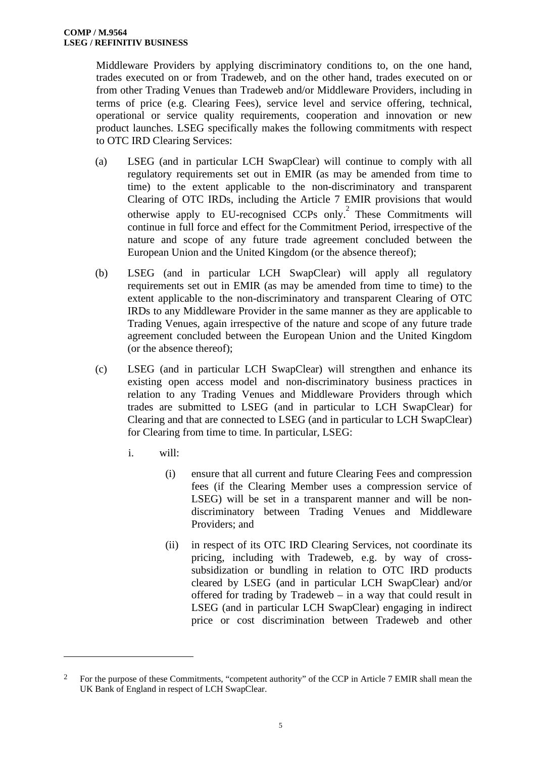Middleware Providers by applying discriminatory conditions to, on the one hand, trades executed on or from Tradeweb, and on the other hand, trades executed on or from other Trading Venues than Tradeweb and/or Middleware Providers, including in terms of price (e.g. Clearing Fees), service level and service offering, technical, operational or service quality requirements, cooperation and innovation or new product launches. LSEG specifically makes the following commitments with respect to OTC IRD Clearing Services:

(a) LSEG (and in particular LCH SwapClear) will continue to comply with all regulatory requirements set out in EMIR (as may be amended from time to time) to the extent applicable to the non-discriminatory and transparent Clearing of OTC IRDs, including the Article 7 EMIR provisions that would otherwise apply to EU-recognised CCPs only.[2] These Commitments will continue in full force and effect for the Commitment Period, irrespective of the nature and scope of any future trade agreement concluded between the European Union and the United Kingdom (or the absence thereof);

(b) LSEG (and in particular LCH SwapClear) will apply all regulatory requirements set out in EMIR (as may be amended from time to time) to the extent applicable to the non-discriminatory and transparent Clearing of OTC IRDs to any Middleware Provider in the same manner as they are applicable to Trading Venues, again irrespective of the nature and scope of any future trade agreement concluded between the European Union and the United Kingdom (or the absence thereof);

(c) LSEG (and in particular LCH SwapClear) will strengthen and enhance its existing open access model and non-discriminatory business practices in relation to any Trading Venues and Middleware Providers through which trades are submitted to LSEG (and in particular to LCH SwapClear) for Clearing and that are connected to LSEG (and in particular to LCH SwapClear) for Clearing from time to time. In particular, LSEG:

   i. will:

      (i) ensure that all current and future Clearing Fees and compression fees (if the Clearing Member uses a compression service of LSEG) will be set in a transparent manner and will be non-discriminatory between Trading Venues and Middleware Providers; and

      (ii) in respect of its OTC IRD Clearing Services, not coordinate its pricing, including with Tradeweb, e.g. by way of cross-subsidization or bundling in relation to OTC IRD products cleared by LSEG (and in particular LCH SwapClear) and/or offered for trading by Tradeweb – in a way that could result in LSEG (and in particular LCH SwapClear) engaging in indirect price or cost discrimination between Tradeweb and other

---

[2] For the purpose of these Commitments, "competent authority" of the CCP in Article 7 EMIR shall mean the UK Bank of England in respect of LCH SwapClear.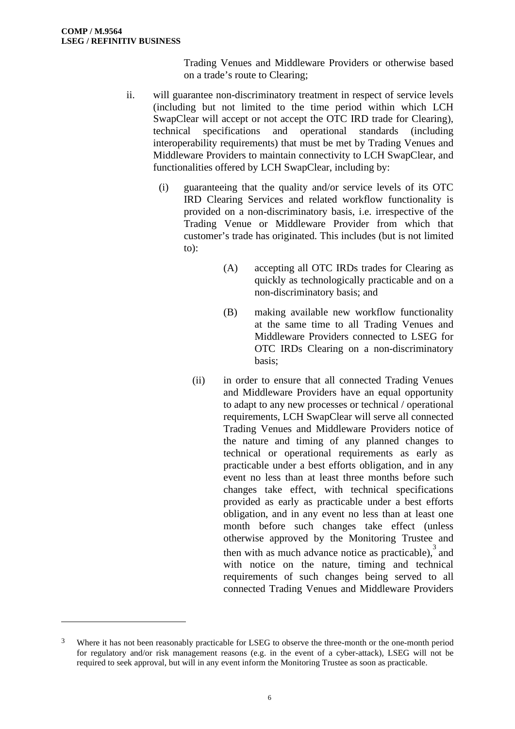Trading Venues and Middleware Providers or otherwise based on a trade's route to Clearing;

ii. will guarantee non-discriminatory treatment in respect of service levels (including but not limited to the time period within which LCH SwapClear will accept or not accept the OTC IRD trade for Clearing), technical specifications and operational standards (including interoperability requirements) that must be met by Trading Venues and Middleware Providers to maintain connectivity to LCH SwapClear, and functionalities offered by LCH SwapClear, including by:

   (i) guaranteeing that the quality and/or service levels of its OTC IRD Clearing Services and related workflow functionality is provided on a non-discriminatory basis, i.e. irrespective of the Trading Venue or Middleware Provider from which that customer's trade has originated. This includes (but is not limited to):

      (A) accepting all OTC IRDs trades for Clearing as quickly as technologically practicable and on a non-discriminatory basis; and

      (B) making available new workflow functionality at the same time to all Trading Venues and Middleware Providers connected to LSEG for OTC IRDs Clearing on a non-discriminatory basis;

   (ii) in order to ensure that all connected Trading Venues and Middleware Providers have an equal opportunity to adapt to any new processes or technical / operational requirements, LCH SwapClear will serve all connected Trading Venues and Middleware Providers notice of the nature and timing of any planned changes to technical or operational requirements as early as practicable under a best efforts obligation, and in any event no less than at least three months before such changes take effect, with technical specifications provided as early as practicable under a best efforts obligation, and in any event no less than at least one month before such changes take effect (unless otherwise approved by the Monitoring Trustee and then with as much advance notice as practicable),[3] and with notice on the nature, timing and technical requirements of such changes being served to all connected Trading Venues and Middleware Providers

---

[3] Where it has not been reasonably practicable for LSEG to observe the three-month or the one-month period for regulatory and/or risk management reasons (e.g. in the event of a cyber-attack), LSEG will not be required to seek approval, but will in any event inform the Monitoring Trustee as soon as practicable.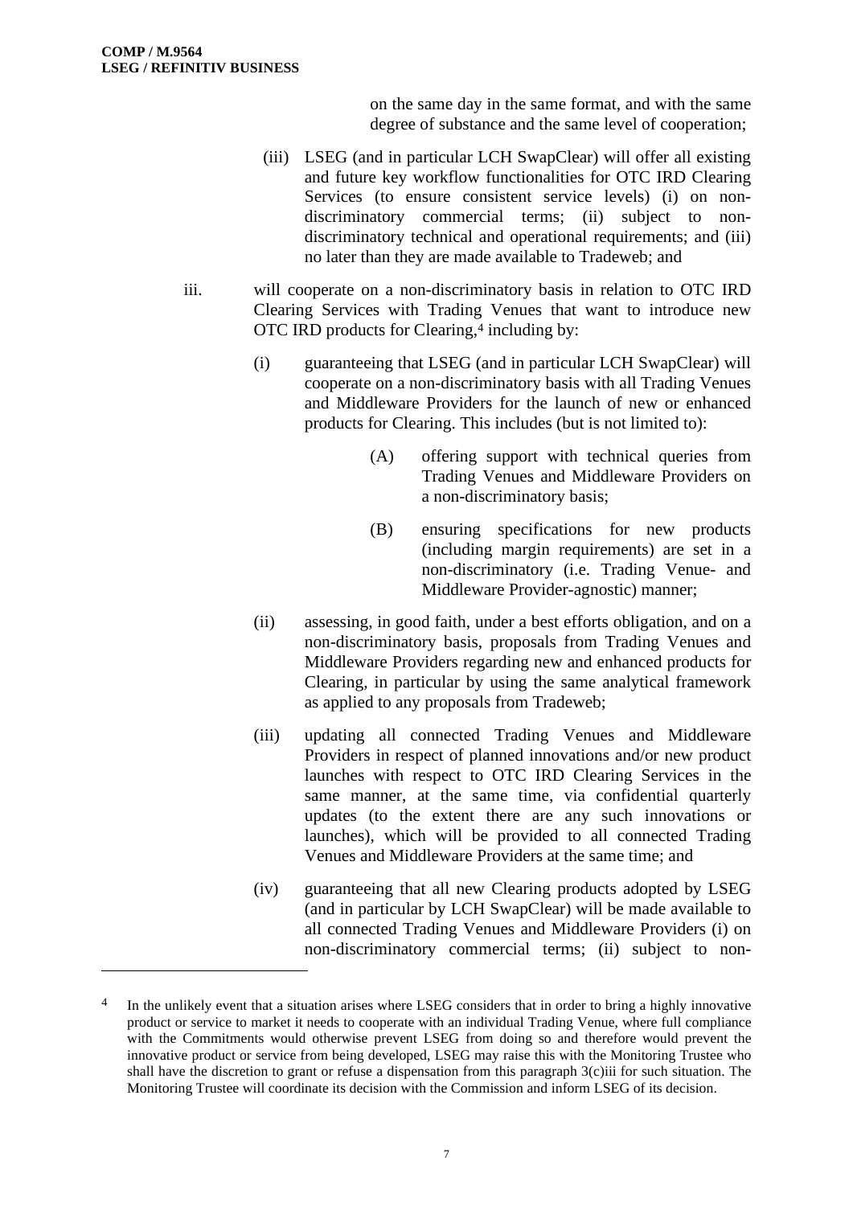on the same day in the same format, and with the same degree of substance and the same level of cooperation;

(iii) LSEG (and in particular LCH SwapClear) will offer all existing and future key workflow functionalities for OTC IRD Clearing Services (to ensure consistent service levels) (i) on non-discriminatory commercial terms; (ii) subject to non-discriminatory technical and operational requirements; and (iii) no later than they are made available to Tradeweb; and

iii. will cooperate on a non-discriminatory basis in relation to OTC IRD Clearing Services with Trading Venues that want to introduce new OTC IRD products for Clearing,[4] including by:

(i) guaranteeing that LSEG (and in particular LCH SwapClear) will cooperate on a non-discriminatory basis with all Trading Venues and Middleware Providers for the launch of new or enhanced products for Clearing. This includes (but is not limited to):

(A) offering support with technical queries from Trading Venues and Middleware Providers on a non-discriminatory basis;

(B) ensuring specifications for new products (including margin requirements) are set in a non-discriminatory (i.e. Trading Venue- and Middleware Provider-agnostic) manner;

(ii) assessing, in good faith, under a best efforts obligation, and on a non-discriminatory basis, proposals from Trading Venues and Middleware Providers regarding new and enhanced products for Clearing, in particular by using the same analytical framework as applied to any proposals from Tradeweb;

(iii) updating all connected Trading Venues and Middleware Providers in respect of planned innovations and/or new product launches with respect to OTC IRD Clearing Services in the same manner, at the same time, via confidential quarterly updates (to the extent there are any such innovations or launches), which will be provided to all connected Trading Venues and Middleware Providers at the same time; and

(iv) guaranteeing that all new Clearing products adopted by LSEG (and in particular by LCH SwapClear) will be made available to all connected Trading Venues and Middleware Providers (i) on non-discriminatory commercial terms; (ii) subject to non-

---

[4] In the unlikely event that a situation arises where LSEG considers that in order to bring a highly innovative product or service to market it needs to cooperate with an individual Trading Venue, where full compliance with the Commitments would otherwise prevent LSEG from doing so and therefore would prevent the innovative product or service from being developed, LSEG may raise this with the Monitoring Trustee who shall have the discretion to grant or refuse a dispensation from this paragraph 3(c)iii for such situation. The Monitoring Trustee will coordinate its decision with the Commission and inform LSEG of its decision.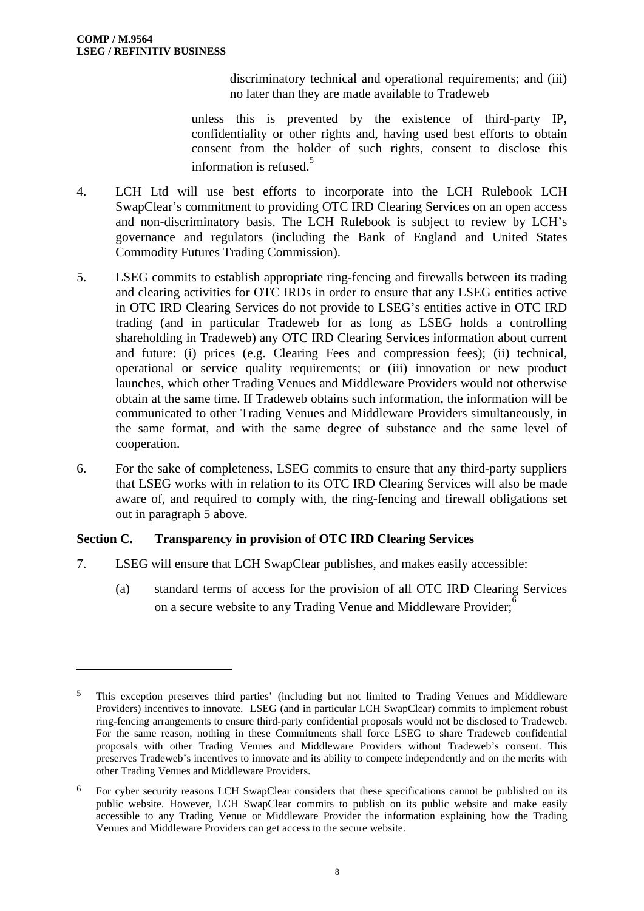discriminatory technical and operational requirements; and (iii) no later than they are made available to Tradeweb

unless this is prevented by the existence of third-party IP, confidentiality or other rights and, having used best efforts to obtain consent from the holder of such rights, consent to disclose this information is refused.[5]

4. LCH Ltd will use best efforts to incorporate into the LCH Rulebook LCH SwapClear's commitment to providing OTC IRD Clearing Services on an open access and non-discriminatory basis. The LCH Rulebook is subject to review by LCH's governance and regulators (including the Bank of England and United States Commodity Futures Trading Commission).

5. LSEG commits to establish appropriate ring-fencing and firewalls between its trading and clearing activities for OTC IRDs in order to ensure that any LSEG entities active in OTC IRD Clearing Services do not provide to LSEG's entities active in OTC IRD trading (and in particular Tradeweb for as long as LSEG holds a controlling shareholding in Tradeweb) any OTC IRD Clearing Services information about current and future: (i) prices (e.g. Clearing Fees and compression fees); (ii) technical, operational or service quality requirements; or (iii) innovation or new product launches, which other Trading Venues and Middleware Providers would not otherwise obtain at the same time. If Tradeweb obtains such information, the information will be communicated to other Trading Venues and Middleware Providers simultaneously, in the same format, and with the same degree of substance and the same level of cooperation.

6. For the sake of completeness, LSEG commits to ensure that any third-party suppliers that LSEG works with in relation to its OTC IRD Clearing Services will also be made aware of, and required to comply with, the ring-fencing and firewall obligations set out in paragraph 5 above.

## Section C. Transparency in provision of OTC IRD Clearing Services

7. LSEG will ensure that LCH SwapClear publishes, and makes easily accessible:

   (a) standard terms of access for the provision of all OTC IRD Clearing Services on a secure website to any Trading Venue and Middleware Provider;[6]

---

[5] This exception preserves third parties' (including but not limited to Trading Venues and Middleware Providers) incentives to innovate. LSEG (and in particular LCH SwapClear) commits to implement robust ring-fencing arrangements to ensure third-party confidential proposals would not be disclosed to Tradeweb. For the same reason, nothing in these Commitments shall force LSEG to share Tradeweb confidential proposals with other Trading Venues and Middleware Providers without Tradeweb's consent. This preserves Tradeweb's incentives to innovate and its ability to compete independently and on the merits with other Trading Venues and Middleware Providers.

[6] For cyber security reasons LCH SwapClear considers that these specifications cannot be published on its public website. However, LCH SwapClear commits to publish on its public website and make easily accessible to any Trading Venue or Middleware Provider the information explaining how the Trading Venues and Middleware Providers can get access to the secure website.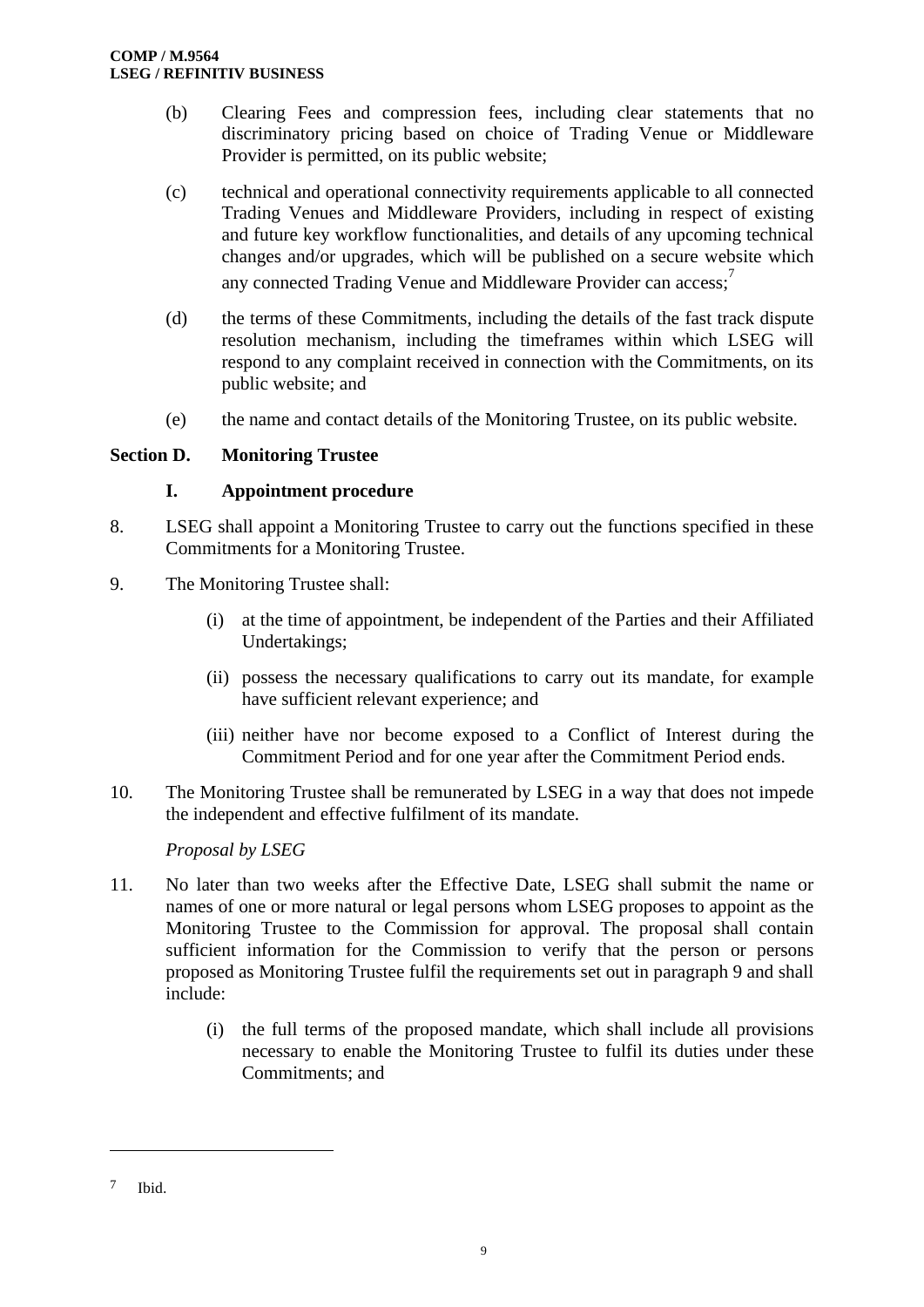(b) Clearing Fees and compression fees, including clear statements that no discriminatory pricing based on choice of Trading Venue or Middleware Provider is permitted, on its public website;

(c) technical and operational connectivity requirements applicable to all connected Trading Venues and Middleware Providers, including in respect of existing and future key workflow functionalities, and details of any upcoming technical changes and/or upgrades, which will be published on a secure website which any connected Trading Venue and Middleware Provider can access;[7]

(d) the terms of these Commitments, including the details of the fast track dispute resolution mechanism, including the timeframes within which LSEG will respond to any complaint received in connection with the Commitments, on its public website; and

(e) the name and contact details of the Monitoring Trustee, on its public website.

## Section D. Monitoring Trustee

### I. Appointment procedure

8. LSEG shall appoint a Monitoring Trustee to carry out the functions specified in these Commitments for a Monitoring Trustee.

9. The Monitoring Trustee shall:

   (i) at the time of appointment, be independent of the Parties and their Affiliated Undertakings;

   (ii) possess the necessary qualifications to carry out its mandate, for example have sufficient relevant experience; and

   (iii) neither have nor become exposed to a Conflict of Interest during the Commitment Period and for one year after the Commitment Period ends.

10. The Monitoring Trustee shall be remunerated by LSEG in a way that does not impede the independent and effective fulfilment of its mandate.

*Proposal by LSEG*

11. No later than two weeks after the Effective Date, LSEG shall submit the name or names of one or more natural or legal persons whom LSEG proposes to appoint as the Monitoring Trustee to the Commission for approval. The proposal shall contain sufficient information for the Commission to verify that the person or persons proposed as Monitoring Trustee fulfil the requirements set out in paragraph 9 and shall include:

   (i) the full terms of the proposed mandate, which shall include all provisions necessary to enable the Monitoring Trustee to fulfil its duties under these Commitments; and

---

[7] Ibid.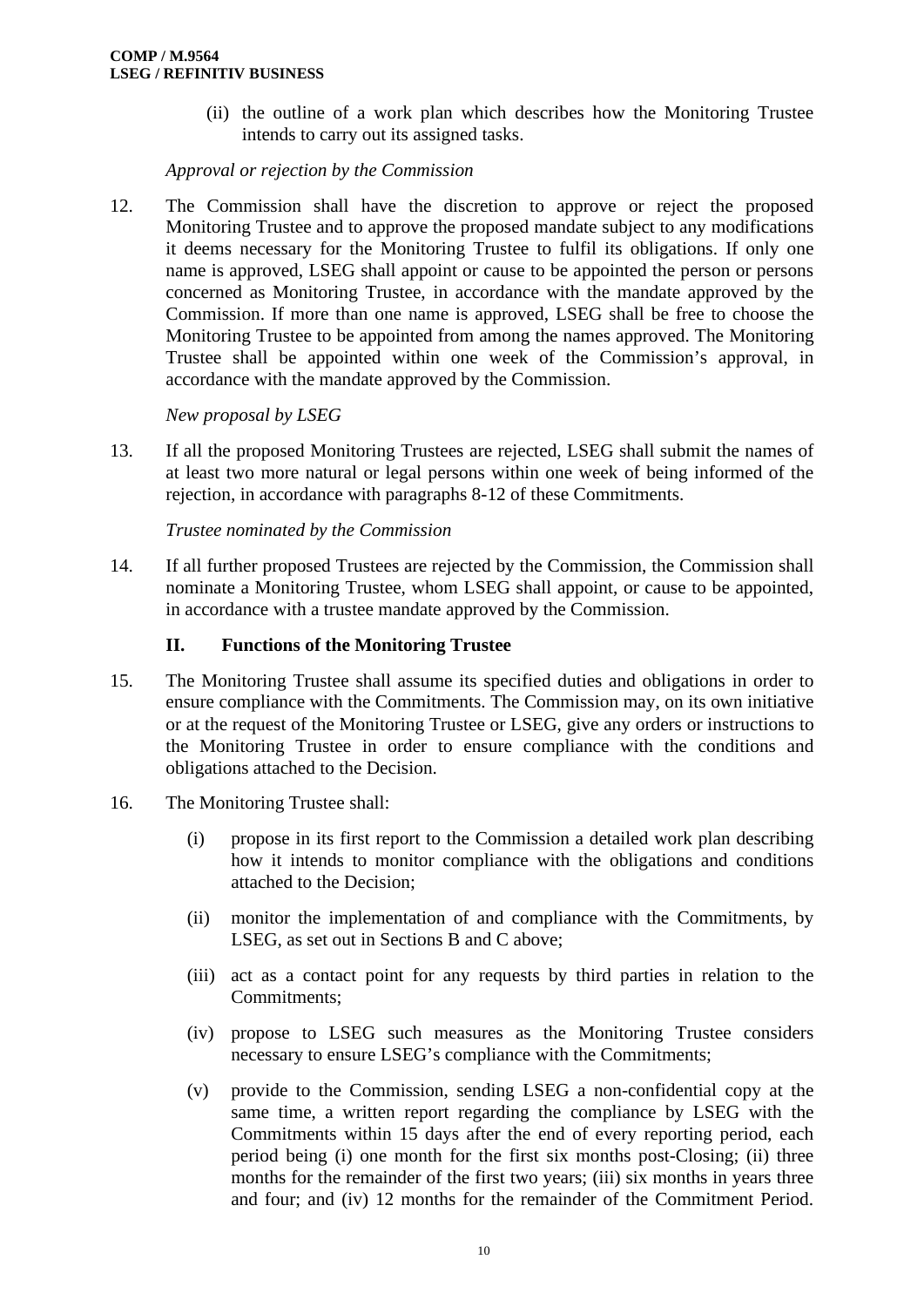(ii) the outline of a work plan which describes how the Monitoring Trustee intends to carry out its assigned tasks.

*Approval or rejection by the Commission*

12. The Commission shall have the discretion to approve or reject the proposed Monitoring Trustee and to approve the proposed mandate subject to any modifications it deems necessary for the Monitoring Trustee to fulfil its obligations. If only one name is approved, LSEG shall appoint or cause to be appointed the person or persons concerned as Monitoring Trustee, in accordance with the mandate approved by the Commission. If more than one name is approved, LSEG shall be free to choose the Monitoring Trustee to be appointed from among the names approved. The Monitoring Trustee shall be appointed within one week of the Commission's approval, in accordance with the mandate approved by the Commission.

*New proposal by LSEG*

13. If all the proposed Monitoring Trustees are rejected, LSEG shall submit the names of at least two more natural or legal persons within one week of being informed of the rejection, in accordance with paragraphs 8-12 of these Commitments.

*Trustee nominated by the Commission*

14. If all further proposed Trustees are rejected by the Commission, the Commission shall nominate a Monitoring Trustee, whom LSEG shall appoint, or cause to be appointed, in accordance with a trustee mandate approved by the Commission.

### II. Functions of the Monitoring Trustee

15. The Monitoring Trustee shall assume its specified duties and obligations in order to ensure compliance with the Commitments. The Commission may, on its own initiative or at the request of the Monitoring Trustee or LSEG, give any orders or instructions to the Monitoring Trustee in order to ensure compliance with the conditions and obligations attached to the Decision.

16. The Monitoring Trustee shall:

    (i) propose in its first report to the Commission a detailed work plan describing how it intends to monitor compliance with the obligations and conditions attached to the Decision;

    (ii) monitor the implementation of and compliance with the Commitments, by LSEG, as set out in Sections B and C above;

    (iii) act as a contact point for any requests by third parties in relation to the Commitments;

    (iv) propose to LSEG such measures as the Monitoring Trustee considers necessary to ensure LSEG's compliance with the Commitments;

    (v) provide to the Commission, sending LSEG a non-confidential copy at the same time, a written report regarding the compliance by LSEG with the Commitments within 15 days after the end of every reporting period, each period being (i) one month for the first six months post-Closing; (ii) three months for the remainder of the first two years; (iii) six months in years three and four; and (iv) 12 months for the remainder of the Commitment Period.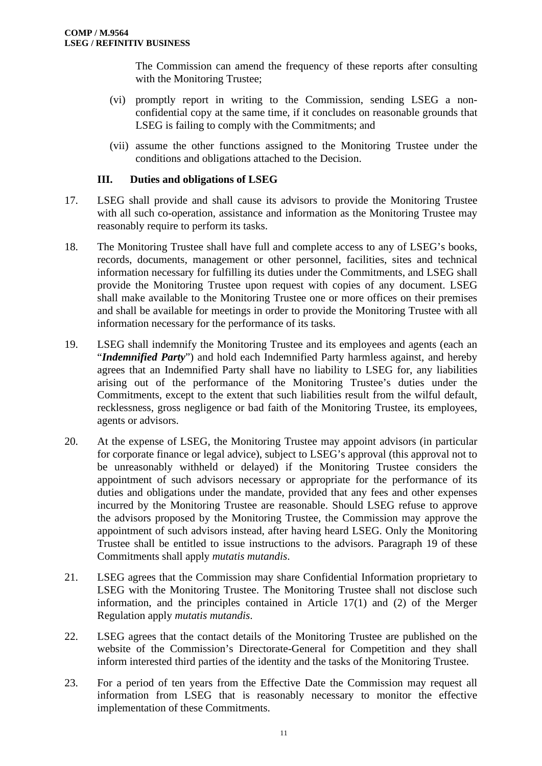The Commission can amend the frequency of these reports after consulting with the Monitoring Trustee;

(vi) promptly report in writing to the Commission, sending LSEG a non-confidential copy at the same time, if it concludes on reasonable grounds that LSEG is failing to comply with the Commitments; and

(vii) assume the other functions assigned to the Monitoring Trustee under the conditions and obligations attached to the Decision.

### III. Duties and obligations of LSEG

17. LSEG shall provide and shall cause its advisors to provide the Monitoring Trustee with all such co-operation, assistance and information as the Monitoring Trustee may reasonably require to perform its tasks.

18. The Monitoring Trustee shall have full and complete access to any of LSEG's books, records, documents, management or other personnel, facilities, sites and technical information necessary for fulfilling its duties under the Commitments, and LSEG shall provide the Monitoring Trustee upon request with copies of any document. LSEG shall make available to the Monitoring Trustee one or more offices on their premises and shall be available for meetings in order to provide the Monitoring Trustee with all information necessary for the performance of its tasks.

19. LSEG shall indemnify the Monitoring Trustee and its employees and agents (each an "***Indemnified Party***") and hold each Indemnified Party harmless against, and hereby agrees that an Indemnified Party shall have no liability to LSEG for, any liabilities arising out of the performance of the Monitoring Trustee's duties under the Commitments, except to the extent that such liabilities result from the wilful default, recklessness, gross negligence or bad faith of the Monitoring Trustee, its employees, agents or advisors.

20. At the expense of LSEG, the Monitoring Trustee may appoint advisors (in particular for corporate finance or legal advice), subject to LSEG's approval (this approval not to be unreasonably withheld or delayed) if the Monitoring Trustee considers the appointment of such advisors necessary or appropriate for the performance of its duties and obligations under the mandate, provided that any fees and other expenses incurred by the Monitoring Trustee are reasonable. Should LSEG refuse to approve the advisors proposed by the Monitoring Trustee, the Commission may approve the appointment of such advisors instead, after having heard LSEG. Only the Monitoring Trustee shall be entitled to issue instructions to the advisors. Paragraph 19 of these Commitments shall apply *mutatis mutandis*.

21. LSEG agrees that the Commission may share Confidential Information proprietary to LSEG with the Monitoring Trustee. The Monitoring Trustee shall not disclose such information, and the principles contained in Article 17(1) and (2) of the Merger Regulation apply *mutatis mutandis*.

22. LSEG agrees that the contact details of the Monitoring Trustee are published on the website of the Commission's Directorate-General for Competition and they shall inform interested third parties of the identity and the tasks of the Monitoring Trustee.

23. For a period of ten years from the Effective Date the Commission may request all information from LSEG that is reasonably necessary to monitor the effective implementation of these Commitments.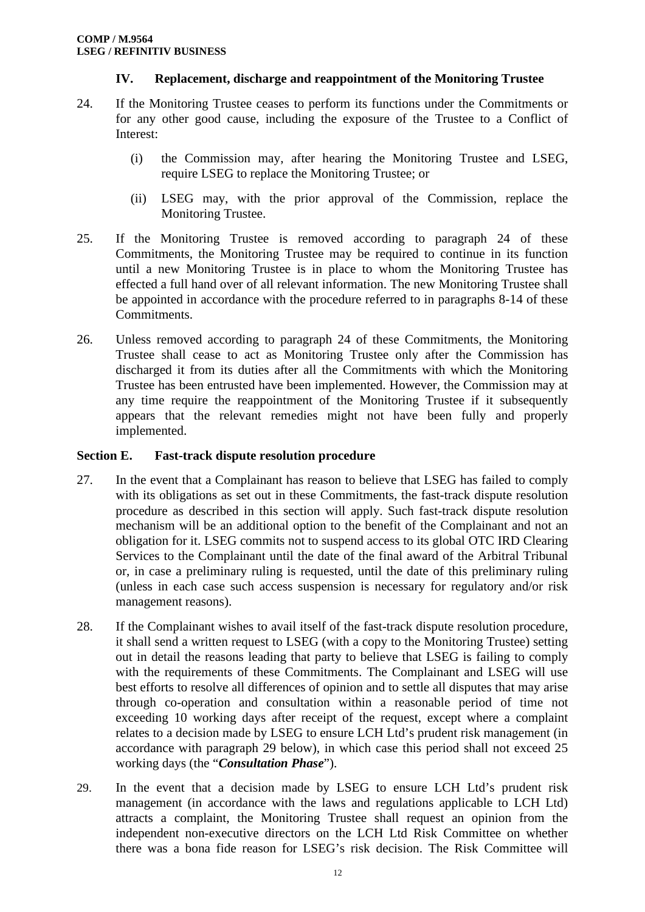### IV. Replacement, discharge and reappointment of the Monitoring Trustee

24. If the Monitoring Trustee ceases to perform its functions under the Commitments or for any other good cause, including the exposure of the Trustee to a Conflict of Interest:

    (i) the Commission may, after hearing the Monitoring Trustee and LSEG, require LSEG to replace the Monitoring Trustee; or

    (ii) LSEG may, with the prior approval of the Commission, replace the Monitoring Trustee.

25. If the Monitoring Trustee is removed according to paragraph 24 of these Commitments, the Monitoring Trustee may be required to continue in its function until a new Monitoring Trustee is in place to whom the Monitoring Trustee has effected a full hand over of all relevant information. The new Monitoring Trustee shall be appointed in accordance with the procedure referred to in paragraphs 8-14 of these Commitments.

26. Unless removed according to paragraph 24 of these Commitments, the Monitoring Trustee shall cease to act as Monitoring Trustee only after the Commission has discharged it from its duties after all the Commitments with which the Monitoring Trustee has been entrusted have been implemented. However, the Commission may at any time require the reappointment of the Monitoring Trustee if it subsequently appears that the relevant remedies might not have been fully and properly implemented.

## Section E. Fast-track dispute resolution procedure

27. In the event that a Complainant has reason to believe that LSEG has failed to comply with its obligations as set out in these Commitments, the fast-track dispute resolution procedure as described in this section will apply. Such fast-track dispute resolution mechanism will be an additional option to the benefit of the Complainant and not an obligation for it. LSEG commits not to suspend access to its global OTC IRD Clearing Services to the Complainant until the date of the final award of the Arbitral Tribunal or, in case a preliminary ruling is requested, until the date of this preliminary ruling (unless in each case such access suspension is necessary for regulatory and/or risk management reasons).

28. If the Complainant wishes to avail itself of the fast-track dispute resolution procedure, it shall send a written request to LSEG (with a copy to the Monitoring Trustee) setting out in detail the reasons leading that party to believe that LSEG is failing to comply with the requirements of these Commitments. The Complainant and LSEG will use best efforts to resolve all differences of opinion and to settle all disputes that may arise through co-operation and consultation within a reasonable period of time not exceeding 10 working days after receipt of the request, except where a complaint relates to a decision made by LSEG to ensure LCH Ltd's prudent risk management (in accordance with paragraph 29 below), in which case this period shall not exceed 25 working days (the "***Consultation Phase***").

29. In the event that a decision made by LSEG to ensure LCH Ltd's prudent risk management (in accordance with the laws and regulations applicable to LCH Ltd) attracts a complaint, the Monitoring Trustee shall request an opinion from the independent non-executive directors on the LCH Ltd Risk Committee on whether there was a bona fide reason for LSEG's risk decision. The Risk Committee will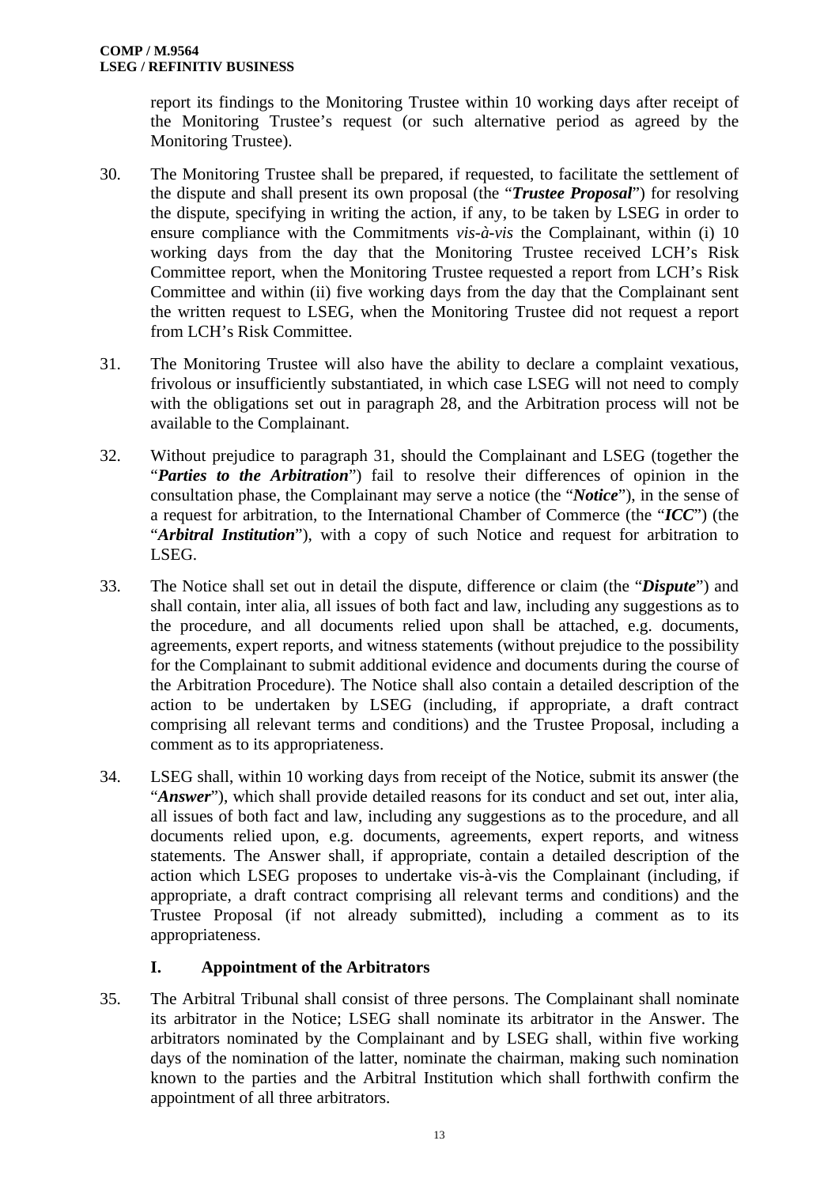report its findings to the Monitoring Trustee within 10 working days after receipt of the Monitoring Trustee's request (or such alternative period as agreed by the Monitoring Trustee).

30. The Monitoring Trustee shall be prepared, if requested, to facilitate the settlement of the dispute and shall present its own proposal (the "***Trustee Proposal***") for resolving the dispute, specifying in writing the action, if any, to be taken by LSEG in order to ensure compliance with the Commitments *vis-à-vis* the Complainant, within (i) 10 working days from the day that the Monitoring Trustee received LCH's Risk Committee report, when the Monitoring Trustee requested a report from LCH's Risk Committee and within (ii) five working days from the day that the Complainant sent the written request to LSEG, when the Monitoring Trustee did not request a report from LCH's Risk Committee.

31. The Monitoring Trustee will also have the ability to declare a complaint vexatious, frivolous or insufficiently substantiated, in which case LSEG will not need to comply with the obligations set out in paragraph 28, and the Arbitration process will not be available to the Complainant.

32. Without prejudice to paragraph 31, should the Complainant and LSEG (together the "***Parties to the Arbitration***") fail to resolve their differences of opinion in the consultation phase, the Complainant may serve a notice (the "***Notice***"), in the sense of a request for arbitration, to the International Chamber of Commerce (the "***ICC***") (the "***Arbitral Institution***"), with a copy of such Notice and request for arbitration to LSEG.

33. The Notice shall set out in detail the dispute, difference or claim (the "***Dispute***") and shall contain, inter alia, all issues of both fact and law, including any suggestions as to the procedure, and all documents relied upon shall be attached, e.g. documents, agreements, expert reports, and witness statements (without prejudice to the possibility for the Complainant to submit additional evidence and documents during the course of the Arbitration Procedure). The Notice shall also contain a detailed description of the action to be undertaken by LSEG (including, if appropriate, a draft contract comprising all relevant terms and conditions) and the Trustee Proposal, including a comment as to its appropriateness.

34. LSEG shall, within 10 working days from receipt of the Notice, submit its answer (the "***Answer***"), which shall provide detailed reasons for its conduct and set out, inter alia, all issues of both fact and law, including any suggestions as to the procedure, and all documents relied upon, e.g. documents, agreements, expert reports, and witness statements. The Answer shall, if appropriate, contain a detailed description of the action which LSEG proposes to undertake vis-à-vis the Complainant (including, if appropriate, a draft contract comprising all relevant terms and conditions) and the Trustee Proposal (if not already submitted), including a comment as to its appropriateness.

### I. Appointment of the Arbitrators

35. The Arbitral Tribunal shall consist of three persons. The Complainant shall nominate its arbitrator in the Notice; LSEG shall nominate its arbitrator in the Answer. The arbitrators nominated by the Complainant and by LSEG shall, within five working days of the nomination of the latter, nominate the chairman, making such nomination known to the parties and the Arbitral Institution which shall forthwith confirm the appointment of all three arbitrators.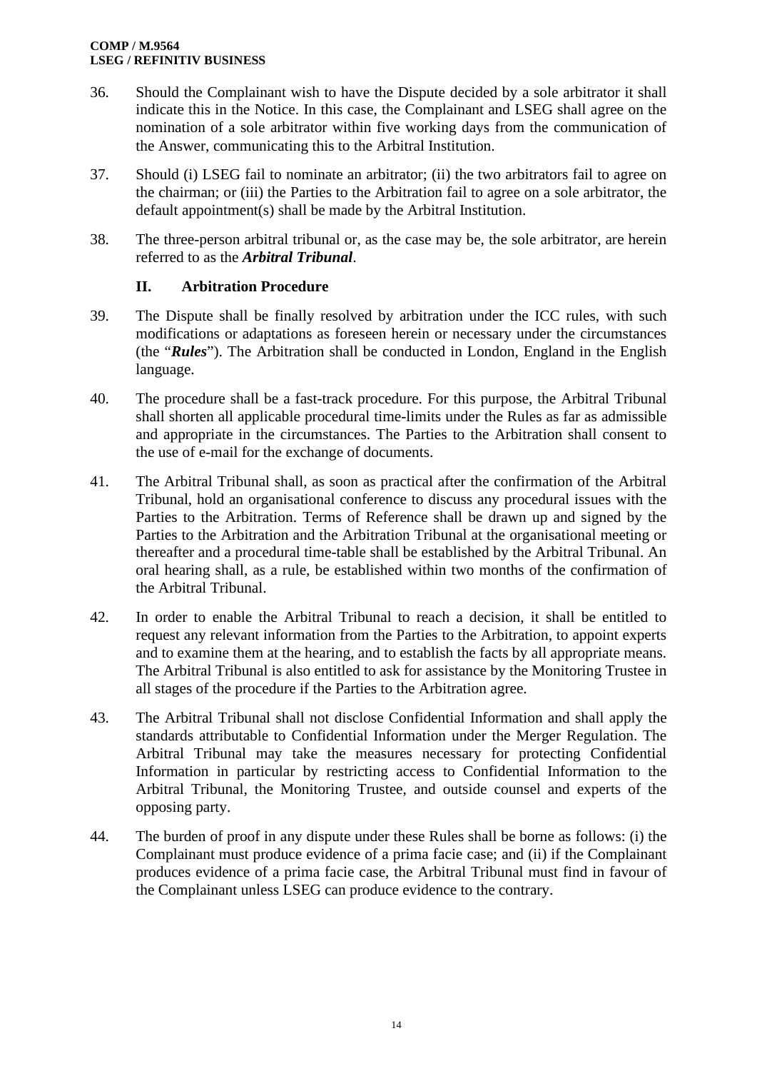36. Should the Complainant wish to have the Dispute decided by a sole arbitrator it shall indicate this in the Notice. In this case, the Complainant and LSEG shall agree on the nomination of a sole arbitrator within five working days from the communication of the Answer, communicating this to the Arbitral Institution.

37. Should (i) LSEG fail to nominate an arbitrator; (ii) the two arbitrators fail to agree on the chairman; or (iii) the Parties to the Arbitration fail to agree on a sole arbitrator, the default appointment(s) shall be made by the Arbitral Institution.

38. The three-person arbitral tribunal or, as the case may be, the sole arbitrator, are herein referred to as the ***Arbitral Tribunal***.

### II. Arbitration Procedure

39. The Dispute shall be finally resolved by arbitration under the ICC rules, with such modifications or adaptations as foreseen herein or necessary under the circumstances (the "***Rules***"). The Arbitration shall be conducted in London, England in the English language.

40. The procedure shall be a fast-track procedure. For this purpose, the Arbitral Tribunal shall shorten all applicable procedural time-limits under the Rules as far as admissible and appropriate in the circumstances. The Parties to the Arbitration shall consent to the use of e-mail for the exchange of documents.

41. The Arbitral Tribunal shall, as soon as practical after the confirmation of the Arbitral Tribunal, hold an organisational conference to discuss any procedural issues with the Parties to the Arbitration. Terms of Reference shall be drawn up and signed by the Parties to the Arbitration and the Arbitration Tribunal at the organisational meeting or thereafter and a procedural time-table shall be established by the Arbitral Tribunal. An oral hearing shall, as a rule, be established within two months of the confirmation of the Arbitral Tribunal.

42. In order to enable the Arbitral Tribunal to reach a decision, it shall be entitled to request any relevant information from the Parties to the Arbitration, to appoint experts and to examine them at the hearing, and to establish the facts by all appropriate means. The Arbitral Tribunal is also entitled to ask for assistance by the Monitoring Trustee in all stages of the procedure if the Parties to the Arbitration agree.

43. The Arbitral Tribunal shall not disclose Confidential Information and shall apply the standards attributable to Confidential Information under the Merger Regulation. The Arbitral Tribunal may take the measures necessary for protecting Confidential Information in particular by restricting access to Confidential Information to the Arbitral Tribunal, the Monitoring Trustee, and outside counsel and experts of the opposing party.

44. The burden of proof in any dispute under these Rules shall be borne as follows: (i) the Complainant must produce evidence of a prima facie case; and (ii) if the Complainant produces evidence of a prima facie case, the Arbitral Tribunal must find in favour of the Complainant unless LSEG can produce evidence to the contrary.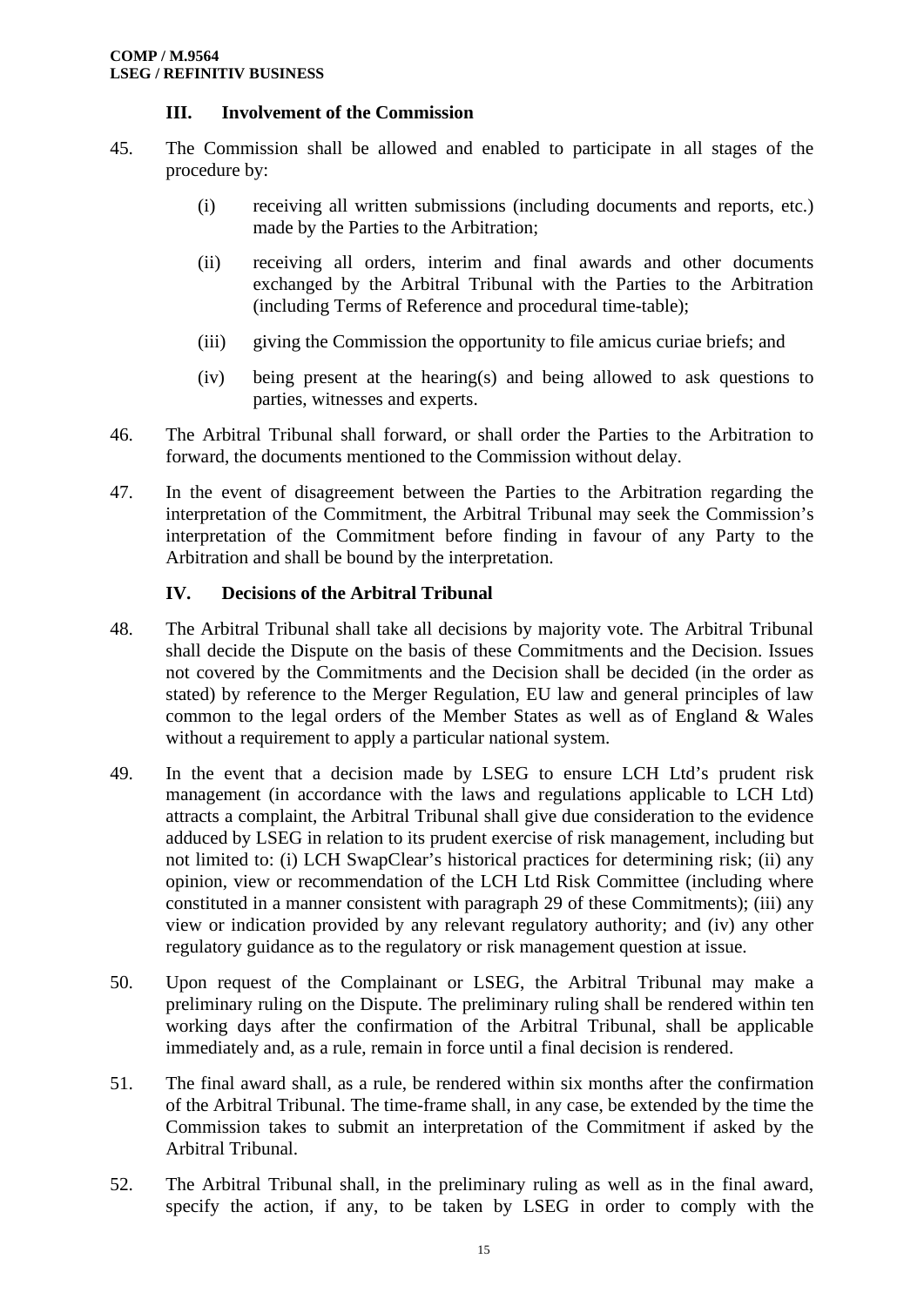### III. Involvement of the Commission

45. The Commission shall be allowed and enabled to participate in all stages of the procedure by:

    (i) receiving all written submissions (including documents and reports, etc.) made by the Parties to the Arbitration;

    (ii) receiving all orders, interim and final awards and other documents exchanged by the Arbitral Tribunal with the Parties to the Arbitration (including Terms of Reference and procedural time-table);

    (iii) giving the Commission the opportunity to file amicus curiae briefs; and

    (iv) being present at the hearing(s) and being allowed to ask questions to parties, witnesses and experts.

46. The Arbitral Tribunal shall forward, or shall order the Parties to the Arbitration to forward, the documents mentioned to the Commission without delay.

47. In the event of disagreement between the Parties to the Arbitration regarding the interpretation of the Commitment, the Arbitral Tribunal may seek the Commission's interpretation of the Commitment before finding in favour of any Party to the Arbitration and shall be bound by the interpretation.

### IV. Decisions of the Arbitral Tribunal

48. The Arbitral Tribunal shall take all decisions by majority vote. The Arbitral Tribunal shall decide the Dispute on the basis of these Commitments and the Decision. Issues not covered by the Commitments and the Decision shall be decided (in the order as stated) by reference to the Merger Regulation, EU law and general principles of law common to the legal orders of the Member States as well as of England & Wales without a requirement to apply a particular national system.

49. In the event that a decision made by LSEG to ensure LCH Ltd's prudent risk management (in accordance with the laws and regulations applicable to LCH Ltd) attracts a complaint, the Arbitral Tribunal shall give due consideration to the evidence adduced by LSEG in relation to its prudent exercise of risk management, including but not limited to: (i) LCH SwapClear's historical practices for determining risk; (ii) any opinion, view or recommendation of the LCH Ltd Risk Committee (including where constituted in a manner consistent with paragraph 29 of these Commitments); (iii) any view or indication provided by any relevant regulatory authority; and (iv) any other regulatory guidance as to the regulatory or risk management question at issue.

50. Upon request of the Complainant or LSEG, the Arbitral Tribunal may make a preliminary ruling on the Dispute. The preliminary ruling shall be rendered within ten working days after the confirmation of the Arbitral Tribunal, shall be applicable immediately and, as a rule, remain in force until a final decision is rendered.

51. The final award shall, as a rule, be rendered within six months after the confirmation of the Arbitral Tribunal. The time-frame shall, in any case, be extended by the time the Commission takes to submit an interpretation of the Commitment if asked by the Arbitral Tribunal.

52. The Arbitral Tribunal shall, in the preliminary ruling as well as in the final award, specify the action, if any, to be taken by LSEG in order to comply with the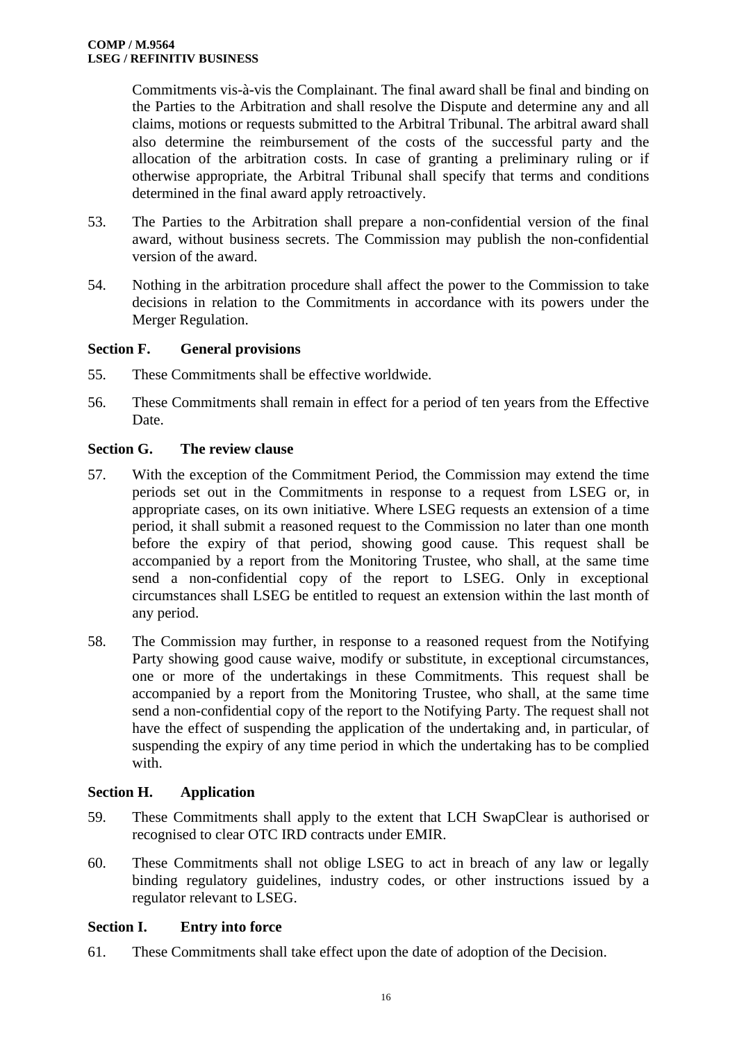Commitments vis-à-vis the Complainant. The final award shall be final and binding on the Parties to the Arbitration and shall resolve the Dispute and determine any and all claims, motions or requests submitted to the Arbitral Tribunal. The arbitral award shall also determine the reimbursement of the costs of the successful party and the allocation of the arbitration costs. In case of granting a preliminary ruling or if otherwise appropriate, the Arbitral Tribunal shall specify that terms and conditions determined in the final award apply retroactively.

53. The Parties to the Arbitration shall prepare a non-confidential version of the final award, without business secrets. The Commission may publish the non-confidential version of the award.

54. Nothing in the arbitration procedure shall affect the power to the Commission to take decisions in relation to the Commitments in accordance with its powers under the Merger Regulation.

### Section F. General provisions

55. These Commitments shall be effective worldwide.

56. These Commitments shall remain in effect for a period of ten years from the Effective Date.

### Section G. The review clause

57. With the exception of the Commitment Period, the Commission may extend the time periods set out in the Commitments in response to a request from LSEG or, in appropriate cases, on its own initiative. Where LSEG requests an extension of a time period, it shall submit a reasoned request to the Commission no later than one month before the expiry of that period, showing good cause. This request shall be accompanied by a report from the Monitoring Trustee, who shall, at the same time send a non-confidential copy of the report to LSEG. Only in exceptional circumstances shall LSEG be entitled to request an extension within the last month of any period.

58. The Commission may further, in response to a reasoned request from the Notifying Party showing good cause waive, modify or substitute, in exceptional circumstances, one or more of the undertakings in these Commitments. This request shall be accompanied by a report from the Monitoring Trustee, who shall, at the same time send a non-confidential copy of the report to the Notifying Party. The request shall not have the effect of suspending the application of the undertaking and, in particular, of suspending the expiry of any time period in which the undertaking has to be complied with.

### Section H. Application

59. These Commitments shall apply to the extent that LCH SwapClear is authorised or recognised to clear OTC IRD contracts under EMIR.

60. These Commitments shall not oblige LSEG to act in breach of any law or legally binding regulatory guidelines, industry codes, or other instructions issued by a regulator relevant to LSEG.

### Section I. Entry into force

61. These Commitments shall take effect upon the date of adoption of the Decision.